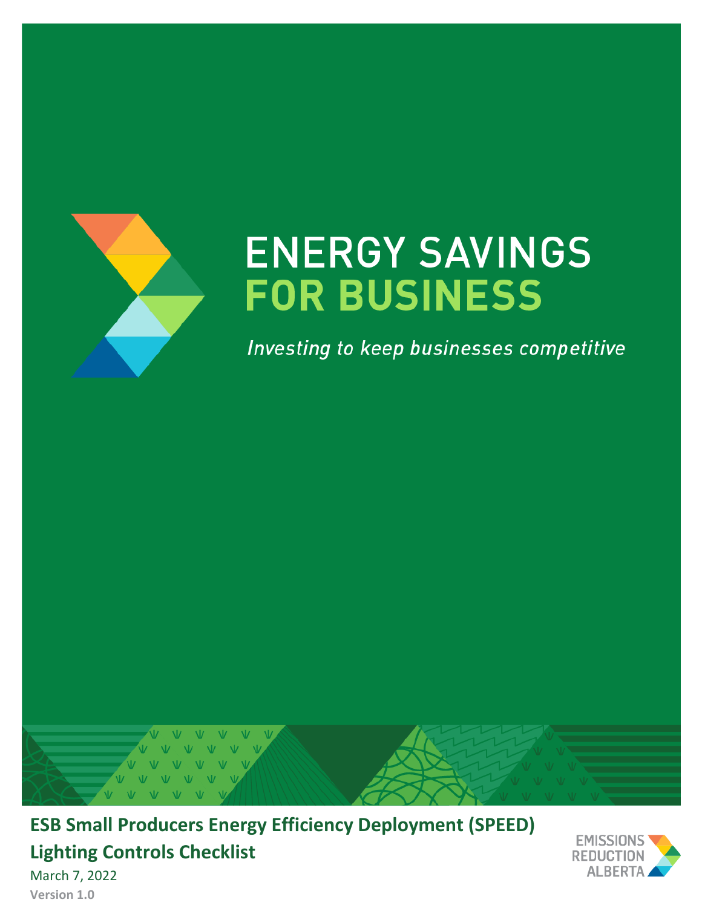# ENERGY SAVINGS FOR BUSINESS

*Investing to keep businesses competitive*

**ESB Small Producers Energy Efficiency Deployment (SPEED) Lighting Controls Checklist**

March 7, 2022

**Version 1.0**

EMISSIONS REDUCTION ALBERTA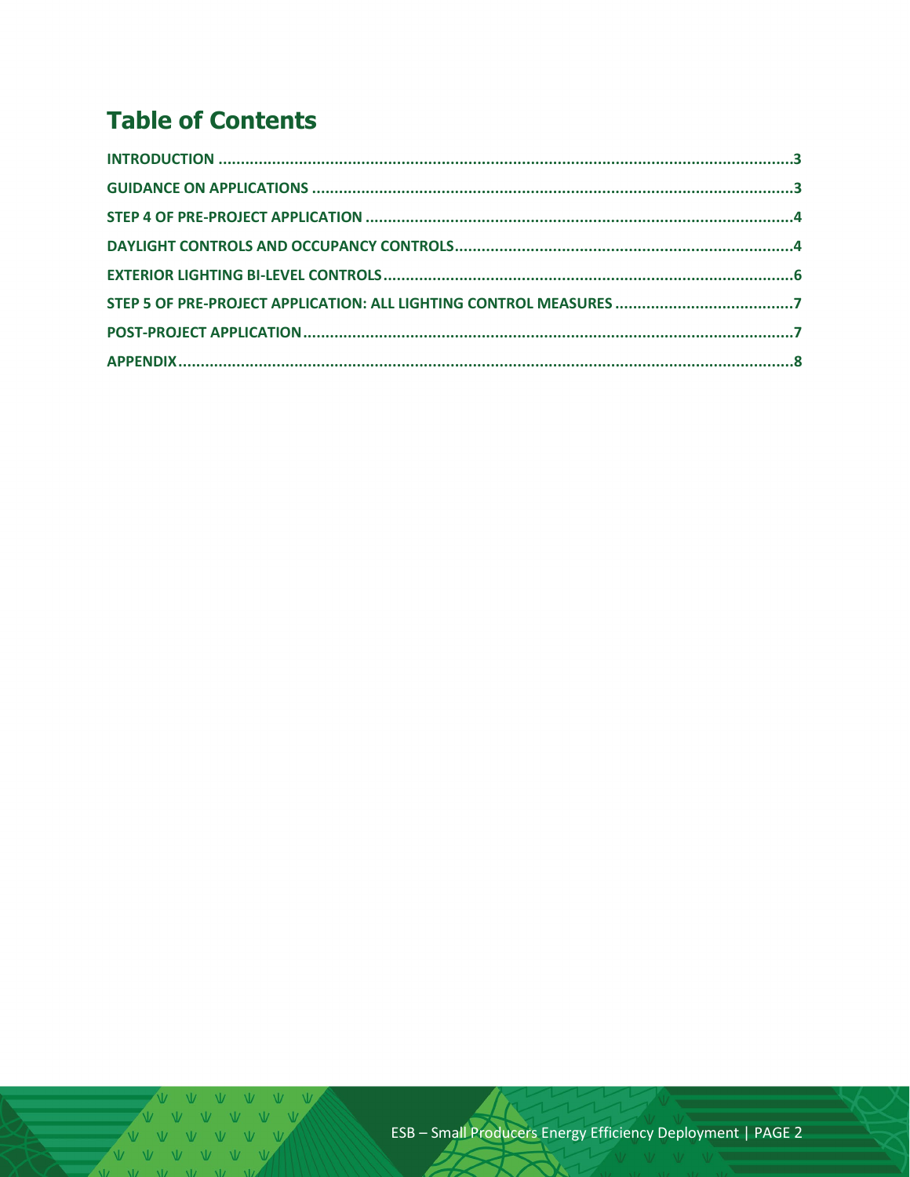# Table of Contents

INTRODUCTION ....... 3

GUIDANCE ON APPLICATIONS ....... 3

STEP 4 OF PRE-PROJECT APPLICATION ....... 4

DAYLIGHT CONTROLS AND OCCUPANCY CONTROLS ....... 4

EXTERIOR LIGHTING BI-LEVEL CONTROLS ....... 6

STEP 5 OF PRE-PROJECT APPLICATION: ALL LIGHTING CONTROL MEASURES ....... 7

POST-PROJECT APPLICATION ....... 7

APPENDIX ....... 8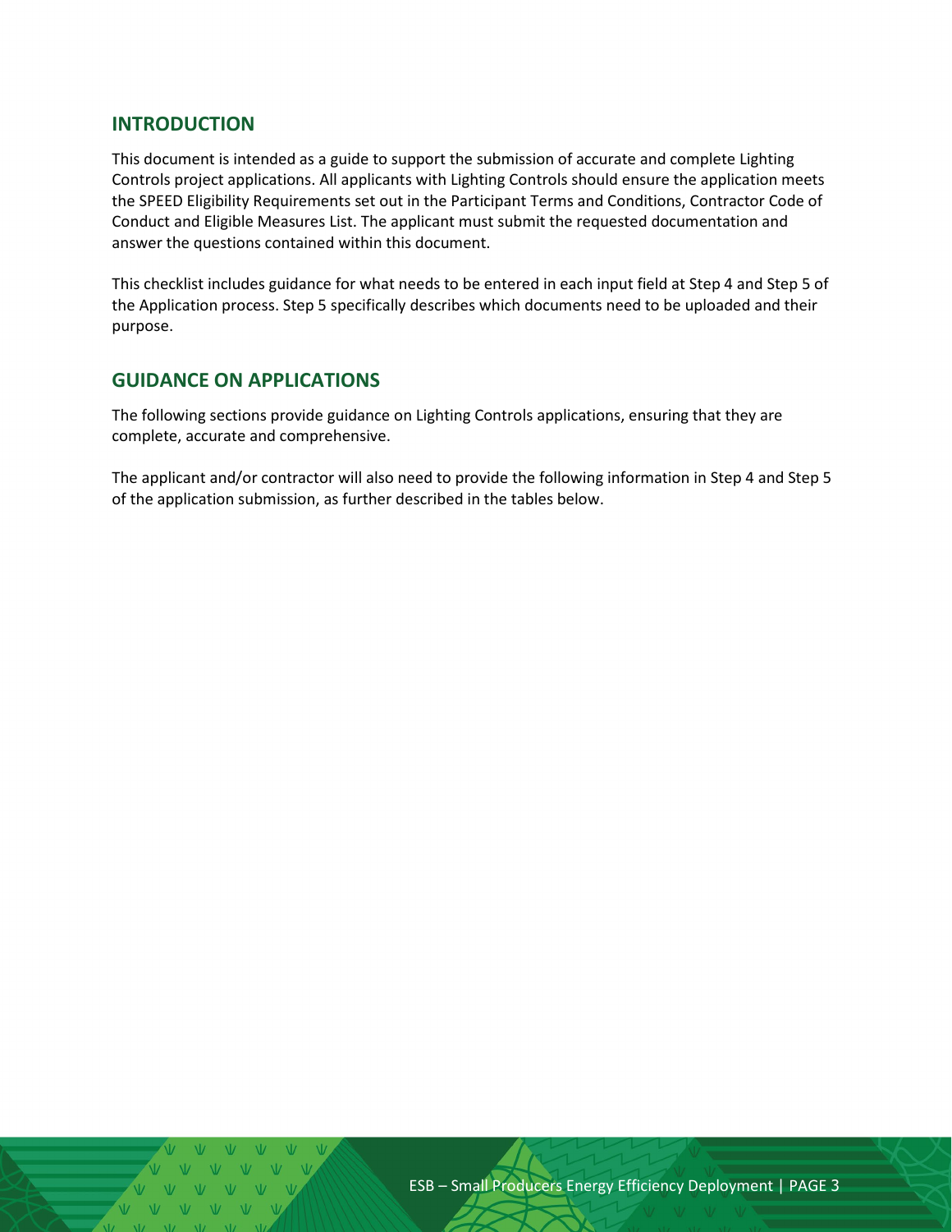## INTRODUCTION

This document is intended as a guide to support the submission of accurate and complete Lighting Controls project applications. All applicants with Lighting Controls should ensure the application meets the SPEED Eligibility Requirements set out in the Participant Terms and Conditions, Contractor Code of Conduct and Eligible Measures List. The applicant must submit the requested documentation and answer the questions contained within this document.

This checklist includes guidance for what needs to be entered in each input field at Step 4 and Step 5 of the Application process. Step 5 specifically describes which documents need to be uploaded and their purpose.

## GUIDANCE ON APPLICATIONS

The following sections provide guidance on Lighting Controls applications, ensuring that they are complete, accurate and comprehensive.

The applicant and/or contractor will also need to provide the following information in Step 4 and Step 5 of the application submission, as further described in the tables below.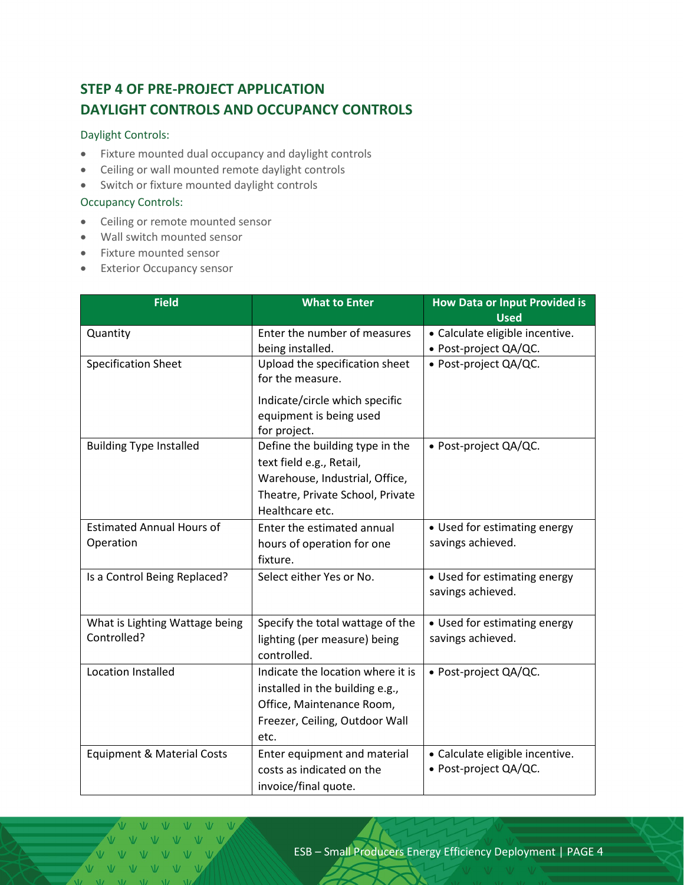## STEP 4 OF PRE-PROJECT APPLICATION
## DAYLIGHT CONTROLS AND OCCUPANCY CONTROLS

Daylight Controls:

- Fixture mounted dual occupancy and daylight controls
- Ceiling or wall mounted remote daylight controls
- Switch or fixture mounted daylight controls

Occupancy Controls:

- Ceiling or remote mounted sensor
- Wall switch mounted sensor
- Fixture mounted sensor
- Exterior Occupancy sensor

| Field | What to Enter | How Data or Input Provided is Used |
|---|---|---|
| Quantity | Enter the number of measures being installed. | • Calculate eligible incentive.<br>• Post-project QA/QC. |
| Specification Sheet | Upload the specification sheet for the measure.<br><br>Indicate/circle which specific equipment is being used for project. | • Post-project QA/QC. |
| Building Type Installed | Define the building type in the text field e.g., Retail, Warehouse, Industrial, Office, Theatre, Private School, Private Healthcare etc. | • Post-project QA/QC. |
| Estimated Annual Hours of Operation | Enter the estimated annual hours of operation for one fixture. | • Used for estimating energy savings achieved. |
| Is a Control Being Replaced? | Select either Yes or No. | • Used for estimating energy savings achieved. |
| What is Lighting Wattage being Controlled? | Specify the total wattage of the lighting (per measure) being controlled. | • Used for estimating energy savings achieved. |
| Location Installed | Indicate the location where it is installed in the building e.g., Office, Maintenance Room, Freezer, Ceiling, Outdoor Wall etc. | • Post-project QA/QC. |
| Equipment & Material Costs | Enter equipment and material costs as indicated on the invoice/final quote. | • Calculate eligible incentive.<br>• Post-project QA/QC. |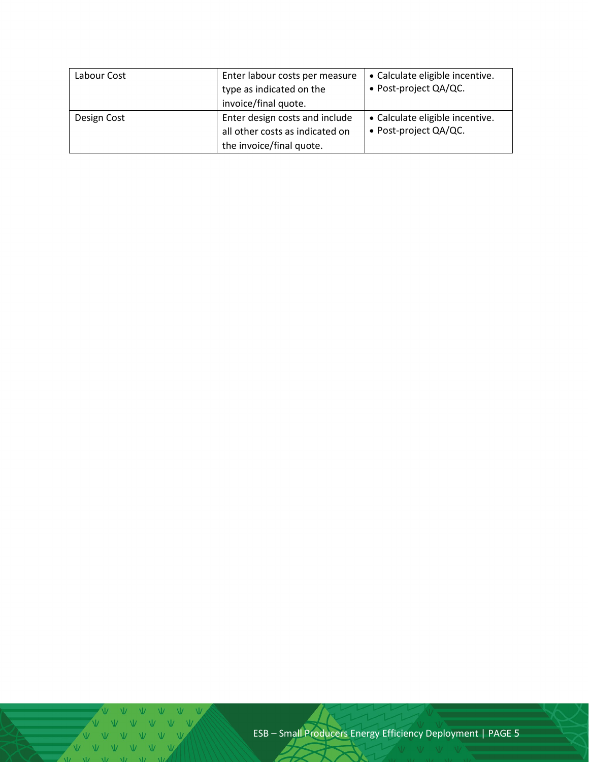| | | |
|---|---|---|
| Labour Cost | Enter labour costs per measure type as indicated on the invoice/final quote. | • Calculate eligible incentive.<br>• Post-project QA/QC. |
| Design Cost | Enter design costs and include all other costs as indicated on the invoice/final quote. | • Calculate eligible incentive.<br>• Post-project QA/QC. |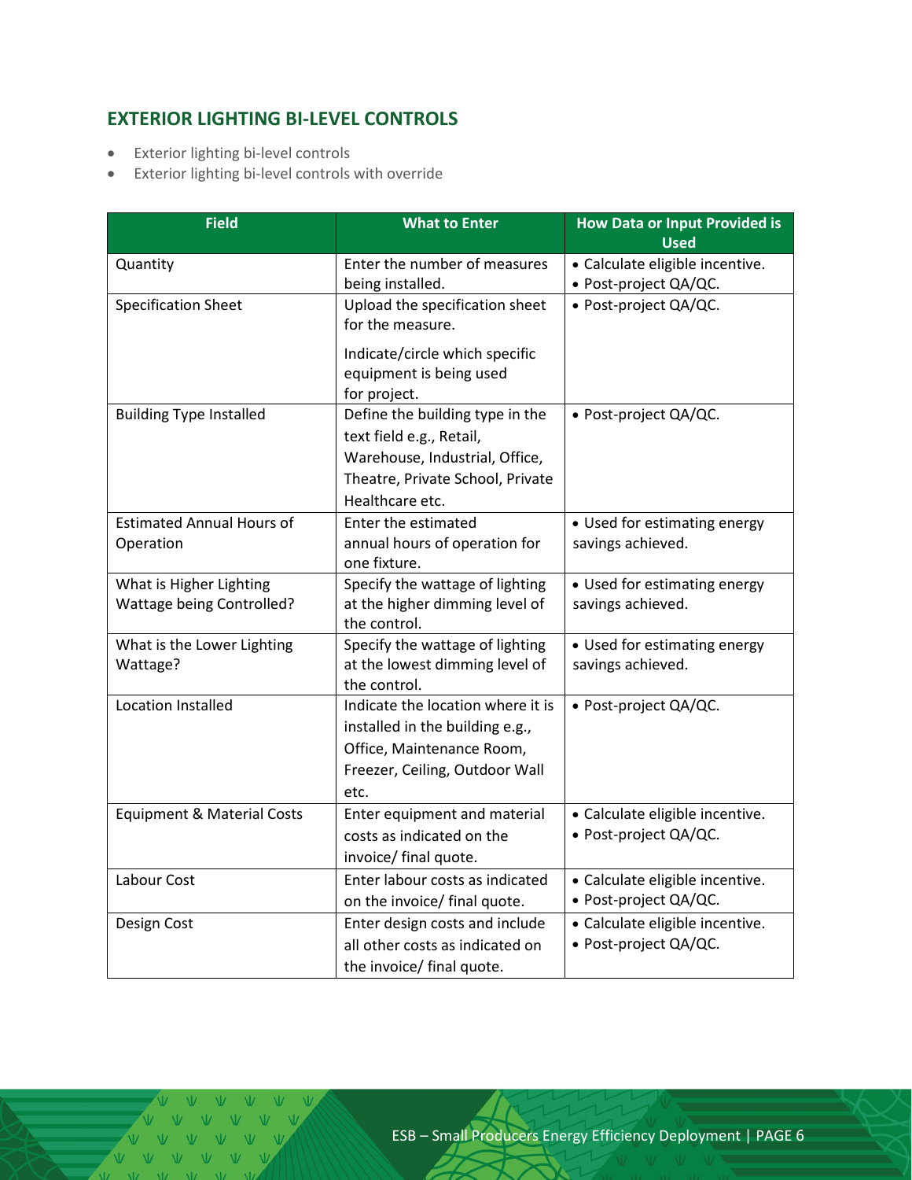## EXTERIOR LIGHTING BI-LEVEL CONTROLS

- Exterior lighting bi-level controls
- Exterior lighting bi-level controls with override

| Field | What to Enter | How Data or Input Provided is Used |
| --- | --- | --- |
| Quantity | Enter the number of measures being installed. | • Calculate eligible incentive.<br>• Post-project QA/QC. |
| Specification Sheet | Upload the specification sheet for the measure.<br><br>Indicate/circle which specific equipment is being used for project. | • Post-project QA/QC. |
| Building Type Installed | Define the building type in the text field e.g., Retail, Warehouse, Industrial, Office, Theatre, Private School, Private Healthcare etc. | • Post-project QA/QC. |
| Estimated Annual Hours of Operation | Enter the estimated annual hours of operation for one fixture. | • Used for estimating energy savings achieved. |
| What is Higher Lighting Wattage being Controlled? | Specify the wattage of lighting at the higher dimming level of the control. | • Used for estimating energy savings achieved. |
| What is the Lower Lighting Wattage? | Specify the wattage of lighting at the lowest dimming level of the control. | • Used for estimating energy savings achieved. |
| Location Installed | Indicate the location where it is installed in the building e.g., Office, Maintenance Room, Freezer, Ceiling, Outdoor Wall etc. | • Post-project QA/QC. |
| Equipment & Material Costs | Enter equipment and material costs as indicated on the invoice/ final quote. | • Calculate eligible incentive.<br>• Post-project QA/QC. |
| Labour Cost | Enter labour costs as indicated on the invoice/ final quote. | • Calculate eligible incentive.<br>• Post-project QA/QC. |
| Design Cost | Enter design costs and include all other costs as indicated on the invoice/ final quote. | • Calculate eligible incentive.<br>• Post-project QA/QC. |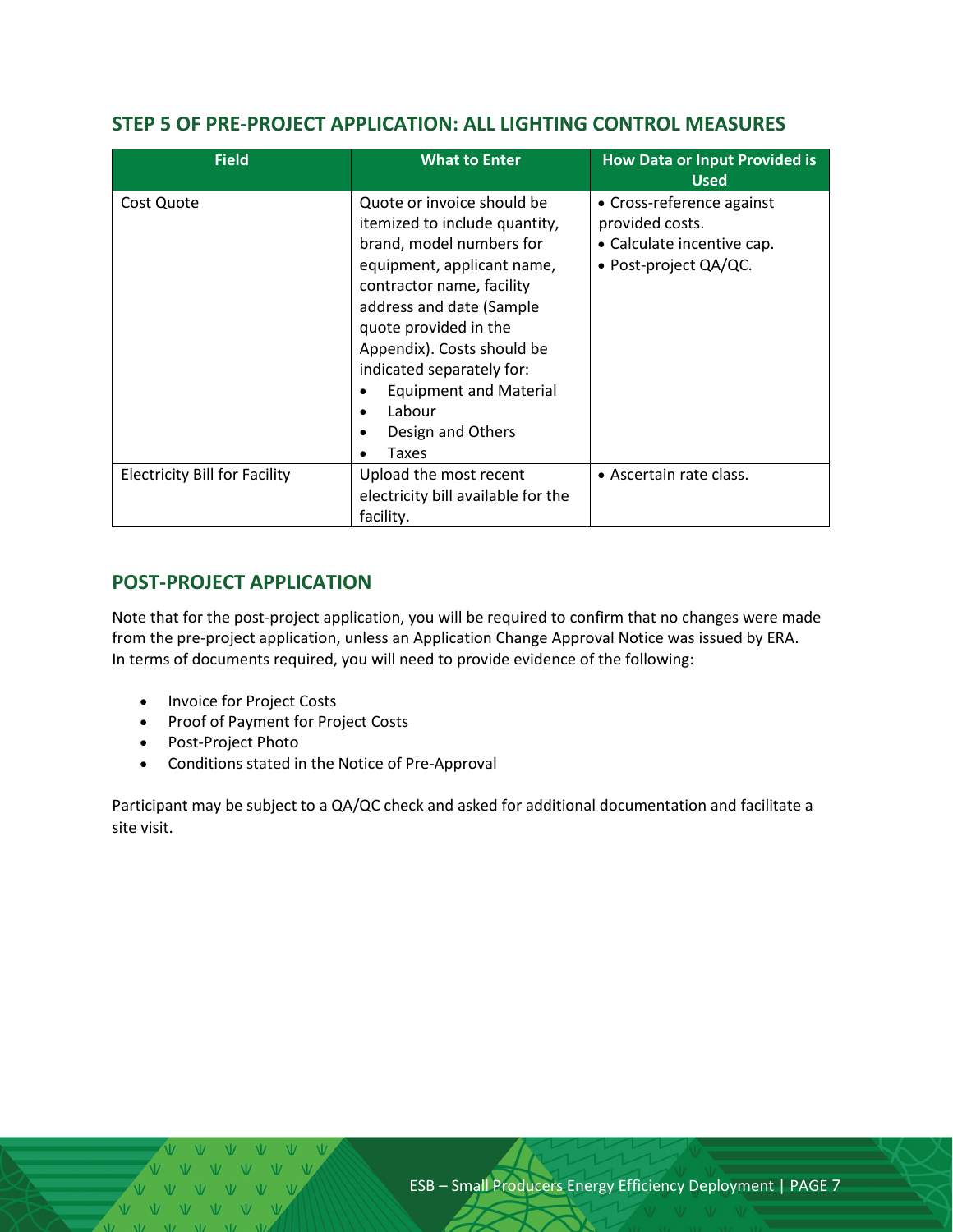## STEP 5 OF PRE-PROJECT APPLICATION: ALL LIGHTING CONTROL MEASURES

| Field | What to Enter | How Data or Input Provided is Used |
|---|---|---|
| Cost Quote | Quote or invoice should be itemized to include quantity, brand, model numbers for equipment, applicant name, contractor name, facility address and date (Sample quote provided in the Appendix). Costs should be indicated separately for:<br>• Equipment and Material<br>• Labour<br>• Design and Others<br>• Taxes | • Cross-reference against provided costs.<br>• Calculate incentive cap.<br>• Post-project QA/QC. |
| Electricity Bill for Facility | Upload the most recent electricity bill available for the facility. | • Ascertain rate class. |

## POST-PROJECT APPLICATION

Note that for the post-project application, you will be required to confirm that no changes were made from the pre-project application, unless an Application Change Approval Notice was issued by ERA. In terms of documents required, you will need to provide evidence of the following:

- Invoice for Project Costs
- Proof of Payment for Project Costs
- Post-Project Photo
- Conditions stated in the Notice of Pre-Approval

Participant may be subject to a QA/QC check and asked for additional documentation and facilitate a site visit.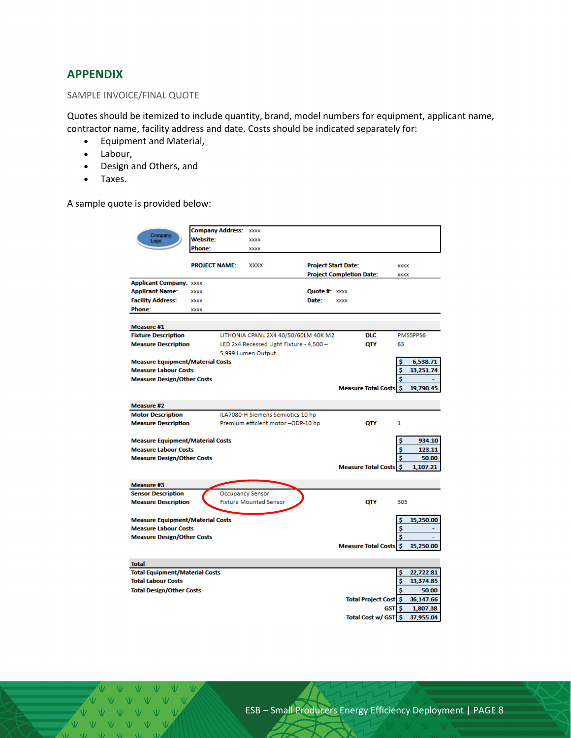## APPENDIX

SAMPLE INVOICE/FINAL QUOTE

Quotes should be itemized to include quantity, brand, model numbers for equipment, applicant name, contractor name, facility address and date. Costs should be indicated separately for:

- Equipment and Material,
- Labour,
- Design and Others, and
- Taxes.

A sample quote is provided below:

Company Logo

**Company Address:** xxxx
**Website:** xxxx
**Phone:** xxxx

**PROJECT NAME:** XXXX
**Project Start Date:** xxxx
**Project Completion Date:** xxxx

**Applicant Company:** xxxx
**Applicant Name:** xxxx
**Facility Address:** xxxx
**Phone:** xxxx
**Quote #:** xxxx
**Date:** xxxx

| | | | | |
|---|---|---|---|---|
| **Measure #1** | | | | |
| **Fixture Description** | LITHONIA CPANL 2X4 40/50/60LM 40K M2 | **DLC** | PMS5PPS6 | |
| **Measure Description** | LED 2x4 Recessed Light Fixture - 4,500 – 5,999 Lumen Output | **QTY** | 63 | |
| **Measure Equipment/Material Costs** | | | | $ 6,538.71 |
| **Measure Labour Costs** | | | | $ 13,251.74 |
| **Measure Design/Other Costs** | | | | $ - |
| | | | **Measure Total Costs** | $ 19,790.45 |
| **Measure #2** | | | | |
| **Motor Description** | ILA7080-H Siemens Semiotics 10 hp | | | |
| **Measure Description** | Premium efficient motor –ODP-10 hp | **QTY** | 1 | |
| **Measure Equipment/Material Costs** | | | | $ 934.10 |
| **Measure Labour Costs** | | | | $ 123.11 |
| **Measure Design/Other Costs** | | | | $ 50.00 |
| | | | **Measure Total Costs** | $ 1,107.21 |
| **Measure #3** | | | | |
| **Sensor Description** | Occupancy Sensor | | | |
| **Measure Description** | Fixture Mounted Sensor | **QTY** | 305 | |
| **Measure Equipment/Material Costs** | | | | $ 15,250.00 |
| **Measure Labour Costs** | | | | $ - |
| **Measure Design/Other Costs** | | | | $ - |
| | | | **Measure Total Costs** | $ 15,250.00 |
| **Total** | | | | |
| **Total Equipment/Material Costs** | | | | $ 22,722.81 |
| **Total Labour Costs** | | | | $ 13,374.85 |
| **Total Design/Other Costs** | | | | $ 50.00 |
| | | | **Total Project Cost** | $ 36,147.66 |
| | | | **GST** | $ 1,807.38 |
| | | | **Total Cost w/ GST** | $ 37,955.04 |